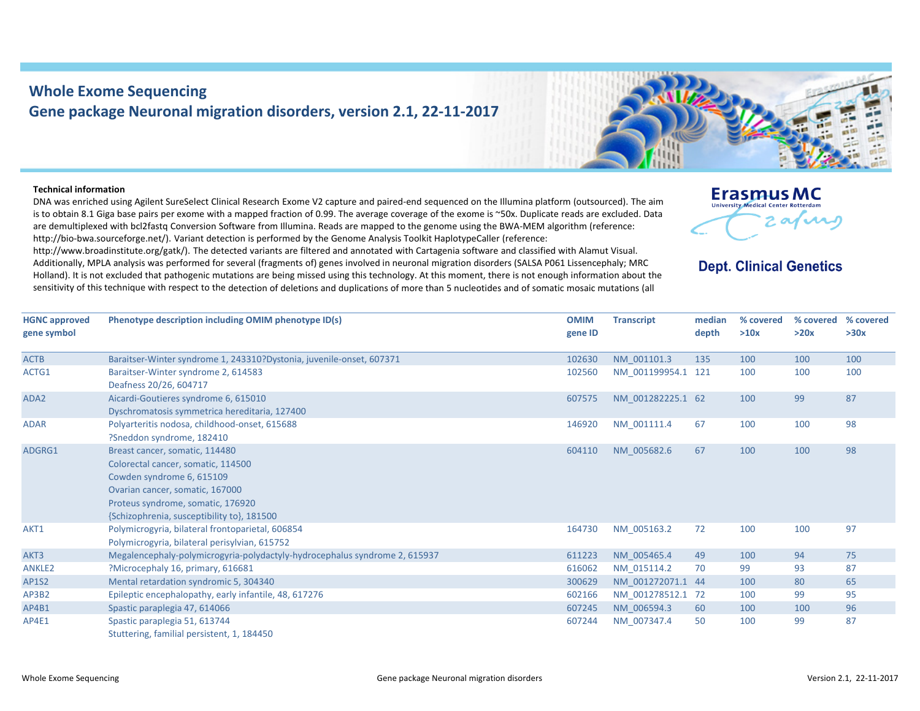# Whole Exome Sequencing

## Gene package Neuronal migration disorders, version 2.1, 22-11-2017

Erasmus MC
University Medical Center Rotterdam

**Dept. Clinical Genetics**

**Technical information**

DNA was enriched using Agilent SureSelect Clinical Research Exome V2 capture and paired-end sequenced on the Illumina platform (outsourced). The aim is to obtain 8.1 Giga base pairs per exome with a mapped fraction of 0.99. The average coverage of the exome is ~50x. Duplicate reads are excluded. Data are demultiplexed with bcl2fastq Conversion Software from Illumina. Reads are mapped to the genome using the BWA-MEM algorithm (reference: http://bio-bwa.sourceforge.net/). Variant detection is performed by the Genome Analysis Toolkit HaplotypeCaller (reference: http://www.broadinstitute.org/gatk/). The detected variants are filtered and annotated with Cartagenia software and classified with Alamut Visual. Additionally, MPLA analysis was performed for several (fragments of) genes involved in neuronal migration disorders (SALSA P061 Lissencephaly; MRC Holland). It is not excluded that pathogenic mutations are being missed using this technology. At this moment, there is not enough information about the sensitivity of this technique with respect to the detection of deletions and duplications of more than 5 nucleotides and of somatic mosaic mutations (all

| HGNC approved gene symbol | Phenotype description including OMIM phenotype ID(s) | OMIM gene ID | Transcript | median depth | % covered >10x | % covered >20x | % covered >30x |
|---|---|---|---|---|---|---|---|
| ACTB | Baraitser-Winter syndrome 1, 243310?Dystonia, juvenile-onset, 607371 | 102630 | NM_001101.3 | 135 | 100 | 100 | 100 |
| ACTG1 | Baraitser-Winter syndrome 2, 614583<br>Deafness 20/26, 604717 | 102560 | NM_001199954.1 | 121 | 100 | 100 | 100 |
| ADA2 | Aicardi-Goutieres syndrome 6, 615010<br>Dyschromatosis symmetrica hereditaria, 127400 | 607575 | NM_001282225.1 | 62 | 100 | 99 | 87 |
| ADAR | Polyarteritis nodosa, childhood-onset, 615688<br>?Sneddon syndrome, 182410 | 146920 | NM_001111.4 | 67 | 100 | 100 | 98 |
| ADGRG1 | Breast cancer, somatic, 114480<br>Colorectal cancer, somatic, 114500<br>Cowden syndrome 6, 615109<br>Ovarian cancer, somatic, 167000<br>Proteus syndrome, somatic, 176920<br>{Schizophrenia, susceptibility to}, 181500 | 604110 | NM_005682.6 | 67 | 100 | 100 | 98 |
| AKT1 | Polymicrogyria, bilateral frontoparietal, 606854<br>Polymicrogyria, bilateral perisylvian, 615752 | 164730 | NM_005163.2 | 72 | 100 | 100 | 97 |
| AKT3 | Megalencephaly-polymicrogyria-polydactyly-hydrocephalus syndrome 2, 615937 | 611223 | NM_005465.4 | 49 | 100 | 94 | 75 |
| ANKLE2 | ?Microcephaly 16, primary, 616681 | 616062 | NM_015114.2 | 70 | 99 | 93 | 87 |
| AP1S2 | Mental retardation syndromic 5, 304340 | 300629 | NM_001272071.1 | 44 | 100 | 80 | 65 |
| AP3B2 | Epileptic encephalopathy, early infantile, 48, 617276 | 602166 | NM_001278512.1 | 72 | 100 | 99 | 95 |
| AP4B1 | Spastic paraplegia 47, 614066 | 607245 | NM_006594.3 | 60 | 100 | 100 | 96 |
| AP4E1 | Spastic paraplegia 51, 613744<br>Stuttering, familial persistent, 1, 184450 | 607244 | NM_007347.4 | 50 | 100 | 99 | 87 |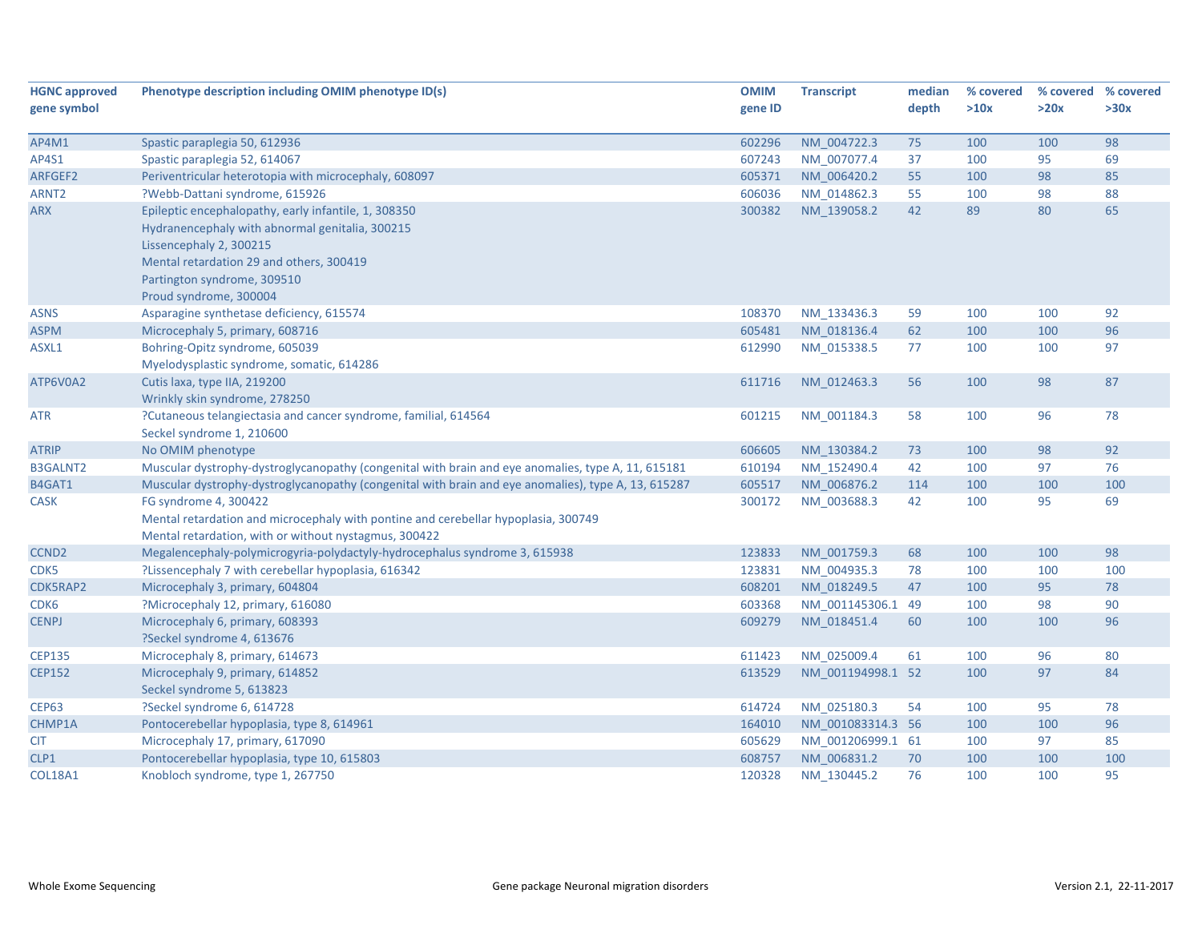| HGNC approved gene symbol | Phenotype description including OMIM phenotype ID(s) | OMIM gene ID | Transcript | median depth | % covered >10x | % covered >20x | % covered >30x |
|---|---|---|---|---|---|---|---|
| AP4M1 | Spastic paraplegia 50, 612936 | 602296 | NM_004722.3 | 75 | 100 | 100 | 98 |
| AP4S1 | Spastic paraplegia 52, 614067 | 607243 | NM_007077.4 | 37 | 100 | 95 | 69 |
| ARFGEF2 | Periventricular heterotopia with microcephaly, 608097 | 605371 | NM_006420.2 | 55 | 100 | 98 | 85 |
| ARNT2 | ?Webb-Dattani syndrome, 615926 | 606036 | NM_014862.3 | 55 | 100 | 98 | 88 |
| ARX | Epileptic encephalopathy, early infantile, 1, 308350<br>Hydranencephaly with abnormal genitalia, 300215<br>Lissencephaly 2, 300215<br>Mental retardation 29 and others, 300419<br>Partington syndrome, 309510<br>Proud syndrome, 300004 | 300382 | NM_139058.2 | 42 | 89 | 80 | 65 |
| ASNS | Asparagine synthetase deficiency, 615574 | 108370 | NM_133436.3 | 59 | 100 | 100 | 92 |
| ASPM | Microcephaly 5, primary, 608716 | 605481 | NM_018136.4 | 62 | 100 | 100 | 96 |
| ASXL1 | Bohring-Opitz syndrome, 605039<br>Myelodysplastic syndrome, somatic, 614286 | 612990 | NM_015338.5 | 77 | 100 | 100 | 97 |
| ATP6V0A2 | Cutis laxa, type IIA, 219200<br>Wrinkly skin syndrome, 278250 | 611716 | NM_012463.3 | 56 | 100 | 98 | 87 |
| ATR | ?Cutaneous telangiectasia and cancer syndrome, familial, 614564<br>Seckel syndrome 1, 210600 | 601215 | NM_001184.3 | 58 | 100 | 96 | 78 |
| ATRIP | No OMIM phenotype | 606605 | NM_130384.2 | 73 | 100 | 98 | 92 |
| B3GALNT2 | Muscular dystrophy-dystroglycanopathy (congenital with brain and eye anomalies, type A, 11, 615181 | 610194 | NM_152490.4 | 42 | 100 | 97 | 76 |
| B4GAT1 | Muscular dystrophy-dystroglycanopathy (congenital with brain and eye anomalies), type A, 13, 615287 | 605517 | NM_006876.2 | 114 | 100 | 100 | 100 |
| CASK | FG syndrome 4, 300422<br>Mental retardation and microcephaly with pontine and cerebellar hypoplasia, 300749<br>Mental retardation, with or without nystagmus, 300422 | 300172 | NM_003688.3 | 42 | 100 | 95 | 69 |
| CCND2 | Megalencephaly-polymicrogyria-polydactyly-hydrocephalus syndrome 3, 615938 | 123833 | NM_001759.3 | 68 | 100 | 100 | 98 |
| CDK5 | ?Lissencephaly 7 with cerebellar hypoplasia, 616342 | 123831 | NM_004935.3 | 78 | 100 | 100 | 100 |
| CDK5RAP2 | Microcephaly 3, primary, 604804 | 608201 | NM_018249.5 | 47 | 100 | 95 | 78 |
| CDK6 | ?Microcephaly 12, primary, 616080 | 603368 | NM_001145306.1 | 49 | 100 | 98 | 90 |
| CENPJ | Microcephaly 6, primary, 608393<br>?Seckel syndrome 4, 613676 | 609279 | NM_018451.4 | 60 | 100 | 100 | 96 |
| CEP135 | Microcephaly 8, primary, 614673 | 611423 | NM_025009.4 | 61 | 100 | 96 | 80 |
| CEP152 | Microcephaly 9, primary, 614852<br>Seckel syndrome 5, 613823 | 613529 | NM_001194998.1 | 52 | 100 | 97 | 84 |
| CEP63 | ?Seckel syndrome 6, 614728 | 614724 | NM_025180.3 | 54 | 100 | 95 | 78 |
| CHMP1A | Pontocerebellar hypoplasia, type 8, 614961 | 164010 | NM_001083314.3 | 56 | 100 | 100 | 96 |
| CIT | Microcephaly 17, primary, 617090 | 605629 | NM_001206999.1 | 61 | 100 | 97 | 85 |
| CLP1 | Pontocerebellar hypoplasia, type 10, 615803 | 608757 | NM_006831.2 | 70 | 100 | 100 | 100 |
| COL18A1 | Knobloch syndrome, type 1, 267750 | 120328 | NM_130445.2 | 76 | 100 | 100 | 95 |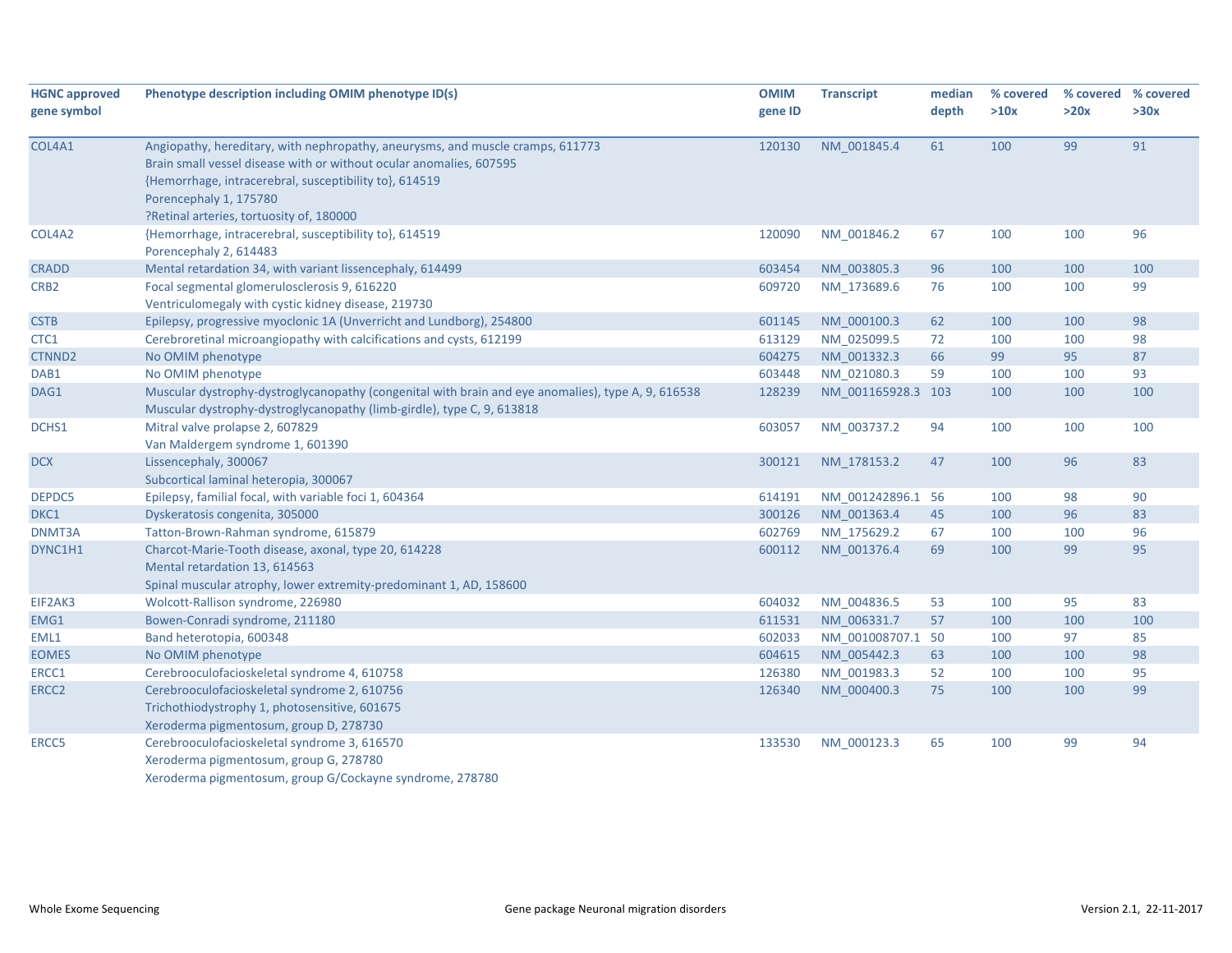| HGNC approved gene symbol | Phenotype description including OMIM phenotype ID(s) | OMIM gene ID | Transcript | median depth | % covered >10x | % covered >20x | % covered >30x |
|---|---|---|---|---|---|---|---|
| COL4A1 | Angiopathy, hereditary, with nephropathy, aneurysms, and muscle cramps, 611773<br>Brain small vessel disease with or without ocular anomalies, 607595<br>{Hemorrhage, intracerebral, susceptibility to}, 614519<br>Porencephaly 1, 175780<br>?Retinal arteries, tortuosity of, 180000 | 120130 | NM_001845.4 | 61 | 100 | 99 | 91 |
| COL4A2 | {Hemorrhage, intracerebral, susceptibility to}, 614519<br>Porencephaly 2, 614483 | 120090 | NM_001846.2 | 67 | 100 | 100 | 96 |
| CRADD | Mental retardation 34, with variant lissencephaly, 614499 | 603454 | NM_003805.3 | 96 | 100 | 100 | 100 |
| CRB2 | Focal segmental glomerulosclerosis 9, 616220<br>Ventriculomegaly with cystic kidney disease, 219730 | 609720 | NM_173689.6 | 76 | 100 | 100 | 99 |
| CSTB | Epilepsy, progressive myoclonic 1A (Unverricht and Lundborg), 254800 | 601145 | NM_000100.3 | 62 | 100 | 100 | 98 |
| CTC1 | Cerebroretinal microangiopathy with calcifications and cysts, 612199 | 613129 | NM_025099.5 | 72 | 100 | 100 | 98 |
| CTNND2 | No OMIM phenotype | 604275 | NM_001332.3 | 66 | 99 | 95 | 87 |
| DAB1 | No OMIM phenotype | 603448 | NM_021080.3 | 59 | 100 | 100 | 93 |
| DAG1 | Muscular dystrophy-dystroglycanopathy (congenital with brain and eye anomalies), type A, 9, 616538<br>Muscular dystrophy-dystroglycanopathy (limb-girdle), type C, 9, 613818 | 128239 | NM_001165928.3 | 103 | 100 | 100 | 100 |
| DCHS1 | Mitral valve prolapse 2, 607829<br>Van Maldergem syndrome 1, 601390 | 603057 | NM_003737.2 | 94 | 100 | 100 | 100 |
| DCX | Lissencephaly, 300067<br>Subcortical laminal heteropia, 300067 | 300121 | NM_178153.2 | 47 | 100 | 96 | 83 |
| DEPDC5 | Epilepsy, familial focal, with variable foci 1, 604364 | 614191 | NM_001242896.1 | 56 | 100 | 98 | 90 |
| DKC1 | Dyskeratosis congenita, 305000 | 300126 | NM_001363.4 | 45 | 100 | 96 | 83 |
| DNMT3A | Tatton-Brown-Rahman syndrome, 615879 | 602769 | NM_175629.2 | 67 | 100 | 100 | 96 |
| DYNC1H1 | Charcot-Marie-Tooth disease, axonal, type 20, 614228<br>Mental retardation 13, 614563<br>Spinal muscular atrophy, lower extremity-predominant 1, AD, 158600 | 600112 | NM_001376.4 | 69 | 100 | 99 | 95 |
| EIF2AK3 | Wolcott-Rallison syndrome, 226980 | 604032 | NM_004836.5 | 53 | 100 | 95 | 83 |
| EMG1 | Bowen-Conradi syndrome, 211180 | 611531 | NM_006331.7 | 57 | 100 | 100 | 100 |
| EML1 | Band heterotopia, 600348 | 602033 | NM_001008707.1 | 50 | 100 | 97 | 85 |
| EOMES | No OMIM phenotype | 604615 | NM_005442.3 | 63 | 100 | 100 | 98 |
| ERCC1 | Cerebrooculofacioskeletal syndrome 4, 610758 | 126380 | NM_001983.3 | 52 | 100 | 100 | 95 |
| ERCC2 | Cerebrooculofacioskeletal syndrome 2, 610756<br>Trichothiodystrophy 1, photosensitive, 601675<br>Xeroderma pigmentosum, group D, 278730 | 126340 | NM_000400.3 | 75 | 100 | 100 | 99 |
| ERCC5 | Cerebrooculofacioskeletal syndrome 3, 616570<br>Xeroderma pigmentosum, group G, 278780<br>Xeroderma pigmentosum, group G/Cockayne syndrome, 278780 | 133530 | NM_000123.3 | 65 | 100 | 99 | 94 |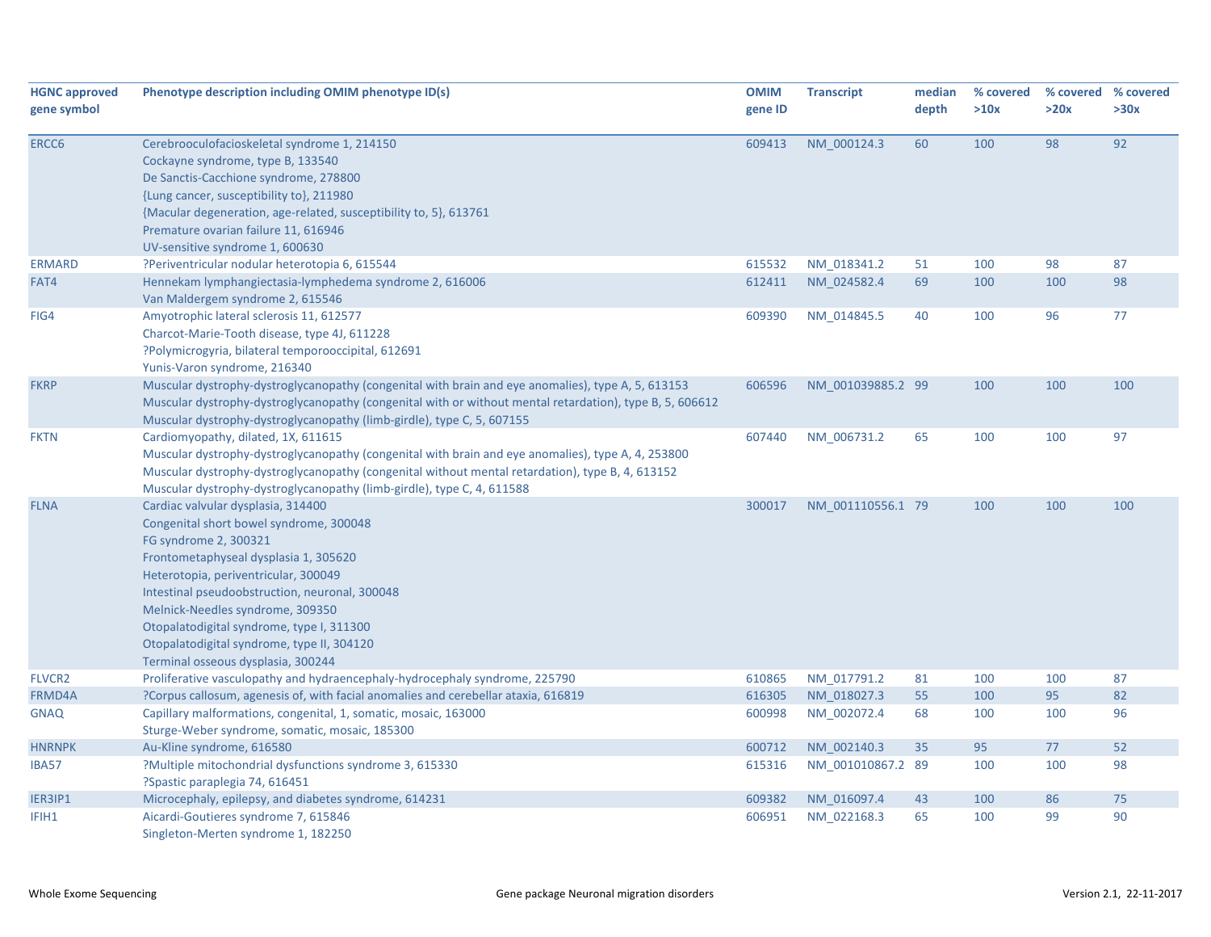| HGNC approved gene symbol | Phenotype description including OMIM phenotype ID(s) | OMIM gene ID | Transcript | median depth | % covered >10x | % covered >20x | % covered >30x |
|---|---|---|---|---|---|---|---|
| ERCC6 | Cerebrooculofacioskeletal syndrome 1, 214150<br>Cockayne syndrome, type B, 133540<br>De Sanctis-Cacchione syndrome, 278800<br>{Lung cancer, susceptibility to}, 211980<br>{Macular degeneration, age-related, susceptibility to, 5}, 613761<br>Premature ovarian failure 11, 616946<br>UV-sensitive syndrome 1, 600630 | 609413 | NM_000124.3 | 60 | 100 | 98 | 92 |
| ERMARD | ?Periventricular nodular heterotopia 6, 615544 | 615532 | NM_018341.2 | 51 | 100 | 98 | 87 |
| FAT4 | Hennekam lymphangiectasia-lymphedema syndrome 2, 616006<br>Van Maldergem syndrome 2, 615546 | 612411 | NM_024582.4 | 69 | 100 | 100 | 98 |
| FIG4 | Amyotrophic lateral sclerosis 11, 612577<br>Charcot-Marie-Tooth disease, type 4J, 611228<br>?Polymicrogyria, bilateral temporooccipital, 612691<br>Yunis-Varon syndrome, 216340 | 609390 | NM_014845.5 | 40 | 100 | 96 | 77 |
| FKRP | Muscular dystrophy-dystroglycanopathy (congenital with brain and eye anomalies), type A, 5, 613153<br>Muscular dystrophy-dystroglycanopathy (congenital with or without mental retardation), type B, 5, 606612<br>Muscular dystrophy-dystroglycanopathy (limb-girdle), type C, 5, 607155 | 606596 | NM_001039885.2 | 99 | 100 | 100 | 100 |
| FKTN | Cardiomyopathy, dilated, 1X, 611615<br>Muscular dystrophy-dystroglycanopathy (congenital with brain and eye anomalies), type A, 4, 253800<br>Muscular dystrophy-dystroglycanopathy (congenital without mental retardation), type B, 4, 613152<br>Muscular dystrophy-dystroglycanopathy (limb-girdle), type C, 4, 611588 | 607440 | NM_006731.2 | 65 | 100 | 100 | 97 |
| FLNA | Cardiac valvular dysplasia, 314400<br>Congenital short bowel syndrome, 300048<br>FG syndrome 2, 300321<br>Frontometaphyseal dysplasia 1, 305620<br>Heterotopia, periventricular, 300049<br>Intestinal pseudoobstruction, neuronal, 300048<br>Melnick-Needles syndrome, 309350<br>Otopalatodigital syndrome, type I, 311300<br>Otopalatodigital syndrome, type II, 304120<br>Terminal osseous dysplasia, 300244 | 300017 | NM_001110556.1 | 79 | 100 | 100 | 100 |
| FLVCR2 | Proliferative vasculopathy and hydraencephaly-hydrocephaly syndrome, 225790 | 610865 | NM_017791.2 | 81 | 100 | 100 | 87 |
| FRMD4A | ?Corpus callosum, agenesis of, with facial anomalies and cerebellar ataxia, 616819 | 616305 | NM_018027.3 | 55 | 100 | 95 | 82 |
| GNAQ | Capillary malformations, congenital, 1, somatic, mosaic, 163000<br>Sturge-Weber syndrome, somatic, mosaic, 185300 | 600998 | NM_002072.4 | 68 | 100 | 100 | 96 |
| HNRNPK | Au-Kline syndrome, 616580 | 600712 | NM_002140.3 | 35 | 95 | 77 | 52 |
| IBA57 | ?Multiple mitochondrial dysfunctions syndrome 3, 615330<br>?Spastic paraplegia 74, 616451 | 615316 | NM_001010867.2 | 89 | 100 | 100 | 98 |
| IER3IP1 | Microcephaly, epilepsy, and diabetes syndrome, 614231 | 609382 | NM_016097.4 | 43 | 100 | 86 | 75 |
| IFIH1 | Aicardi-Goutieres syndrome 7, 615846<br>Singleton-Merten syndrome 1, 182250 | 606951 | NM_022168.3 | 65 | 100 | 99 | 90 |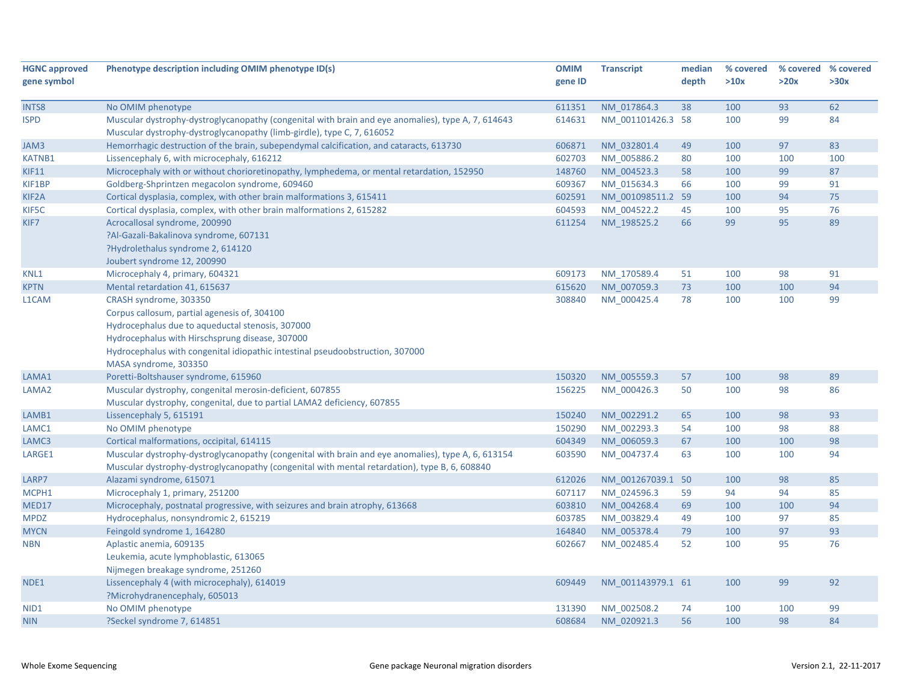| HGNC approved gene symbol | Phenotype description including OMIM phenotype ID(s) | OMIM gene ID | Transcript | median depth | % covered >10x | % covered >20x | % covered >30x |
|---|---|---|---|---|---|---|---|
| INTS8 | No OMIM phenotype | 611351 | NM_017864.3 | 38 | 100 | 93 | 62 |
| ISPD | Muscular dystrophy-dystroglycanopathy (congenital with brain and eye anomalies), type A, 7, 614643<br>Muscular dystrophy-dystroglycanopathy (limb-girdle), type C, 7, 616052 | 614631 | NM_001101426.3 | 58 | 100 | 99 | 84 |
| JAM3 | Hemorrhagic destruction of the brain, subependymal calcification, and cataracts, 613730 | 606871 | NM_032801.4 | 49 | 100 | 97 | 83 |
| KATNB1 | Lissencephaly 6, with microcephaly, 616212 | 602703 | NM_005886.2 | 80 | 100 | 100 | 100 |
| KIF11 | Microcephaly with or without chorioretinopathy, lymphedema, or mental retardation, 152950 | 148760 | NM_004523.3 | 58 | 100 | 99 | 87 |
| KIF1BP | Goldberg-Shprintzen megacolon syndrome, 609460 | 609367 | NM_015634.3 | 66 | 100 | 99 | 91 |
| KIF2A | Cortical dysplasia, complex, with other brain malformations 3, 615411 | 602591 | NM_001098511.2 | 59 | 100 | 94 | 75 |
| KIF5C | Cortical dysplasia, complex, with other brain malformations 2, 615282 | 604593 | NM_004522.2 | 45 | 100 | 95 | 76 |
| KIF7 | Acrocallosal syndrome, 200990<br>?Al-Gazali-Bakalinova syndrome, 607131<br>?Hydrolethalus syndrome 2, 614120<br>Joubert syndrome 12, 200990 | 611254 | NM_198525.2 | 66 | 99 | 95 | 89 |
| KNL1 | Microcephaly 4, primary, 604321 | 609173 | NM_170589.4 | 51 | 100 | 98 | 91 |
| KPTN | Mental retardation 41, 615637 | 615620 | NM_007059.3 | 73 | 100 | 100 | 94 |
| L1CAM | CRASH syndrome, 303350<br>Corpus callosum, partial agenesis of, 304100<br>Hydrocephalus due to aqueductal stenosis, 307000<br>Hydrocephalus with Hirschsprung disease, 307000<br>Hydrocephalus with congenital idiopathic intestinal pseudoobstruction, 307000<br>MASA syndrome, 303350 | 308840 | NM_000425.4 | 78 | 100 | 100 | 99 |
| LAMA1 | Poretti-Boltshauser syndrome, 615960 | 150320 | NM_005559.3 | 57 | 100 | 98 | 89 |
| LAMA2 | Muscular dystrophy, congenital merosin-deficient, 607855<br>Muscular dystrophy, congenital, due to partial LAMA2 deficiency, 607855 | 156225 | NM_000426.3 | 50 | 100 | 98 | 86 |
| LAMB1 | Lissencephaly 5, 615191 | 150240 | NM_002291.2 | 65 | 100 | 98 | 93 |
| LAMC1 | No OMIM phenotype | 150290 | NM_002293.3 | 54 | 100 | 98 | 88 |
| LAMC3 | Cortical malformations, occipital, 614115 | 604349 | NM_006059.3 | 67 | 100 | 100 | 98 |
| LARGE1 | Muscular dystrophy-dystroglycanopathy (congenital with brain and eye anomalies), type A, 6, 613154<br>Muscular dystrophy-dystroglycanopathy (congenital with mental retardation), type B, 6, 608840 | 603590 | NM_004737.4 | 63 | 100 | 100 | 94 |
| LARP7 | Alazami syndrome, 615071 | 612026 | NM_001267039.1 | 50 | 100 | 98 | 85 |
| MCPH1 | Microcephaly 1, primary, 251200 | 607117 | NM_024596.3 | 59 | 94 | 94 | 85 |
| MED17 | Microcephaly, postnatal progressive, with seizures and brain atrophy, 613668 | 603810 | NM_004268.4 | 69 | 100 | 100 | 94 |
| MPDZ | Hydrocephalus, nonsyndromic 2, 615219 | 603785 | NM_003829.4 | 49 | 100 | 97 | 85 |
| MYCN | Feingold syndrome 1, 164280 | 164840 | NM_005378.4 | 79 | 100 | 97 | 93 |
| NBN | Aplastic anemia, 609135<br>Leukemia, acute lymphoblastic, 613065<br>Nijmegen breakage syndrome, 251260 | 602667 | NM_002485.4 | 52 | 100 | 95 | 76 |
| NDE1 | Lissencephaly 4 (with microcephaly), 614019<br>?Microhydranencephaly, 605013 | 609449 | NM_001143979.1 | 61 | 100 | 99 | 92 |
| NID1 | No OMIM phenotype | 131390 | NM_002508.2 | 74 | 100 | 100 | 99 |
| NIN | ?Seckel syndrome 7, 614851 | 608684 | NM_020921.3 | 56 | 100 | 98 | 84 |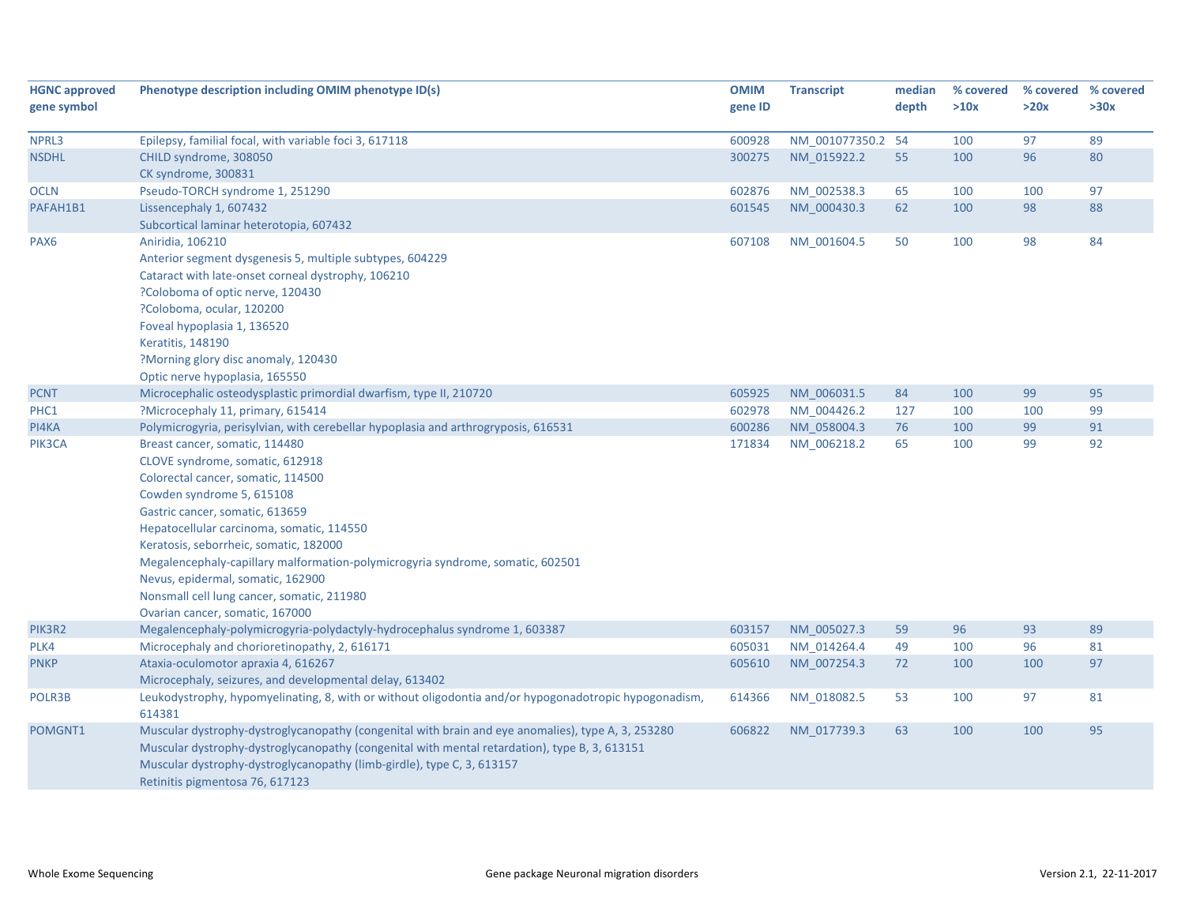| HGNC approved gene symbol | Phenotype description including OMIM phenotype ID(s) | OMIM gene ID | Transcript | median depth | % covered >10x | % covered >20x | % covered >30x |
|---|---|---|---|---|---|---|---|
| NPRL3 | Epilepsy, familial focal, with variable foci 3, 617118 | 600928 | NM_001077350.2 | 54 | 100 | 97 | 89 |
| NSDHL | CHILD syndrome, 308050<br>CK syndrome, 300831 | 300275 | NM_015922.2 | 55 | 100 | 96 | 80 |
| OCLN | Pseudo-TORCH syndrome 1, 251290 | 602876 | NM_002538.3 | 65 | 100 | 100 | 97 |
| PAFAH1B1 | Lissencephaly 1, 607432<br>Subcortical laminar heterotopia, 607432 | 601545 | NM_000430.3 | 62 | 100 | 98 | 88 |
| PAX6 | Aniridia, 106210<br>Anterior segment dysgenesis 5, multiple subtypes, 604229<br>Cataract with late-onset corneal dystrophy, 106210<br>?Coloboma of optic nerve, 120430<br>?Coloboma, ocular, 120200<br>Foveal hypoplasia 1, 136520<br>Keratitis, 148190<br>?Morning glory disc anomaly, 120430<br>Optic nerve hypoplasia, 165550 | 607108 | NM_001604.5 | 50 | 100 | 98 | 84 |
| PCNT | Microcephalic osteodysplastic primordial dwarfism, type II, 210720 | 605925 | NM_006031.5 | 84 | 100 | 99 | 95 |
| PHC1 | ?Microcephaly 11, primary, 615414 | 602978 | NM_004426.2 | 127 | 100 | 100 | 99 |
| PI4KA | Polymicrogyria, perisylvian, with cerebellar hypoplasia and arthrogryposis, 616531 | 600286 | NM_058004.3 | 76 | 100 | 99 | 91 |
| PIK3CA | Breast cancer, somatic, 114480<br>CLOVE syndrome, somatic, 612918<br>Colorectal cancer, somatic, 114500<br>Cowden syndrome 5, 615108<br>Gastric cancer, somatic, 613659<br>Hepatocellular carcinoma, somatic, 114550<br>Keratosis, seborrheic, somatic, 182000<br>Megalencephaly-capillary malformation-polymicrogyria syndrome, somatic, 602501<br>Nevus, epidermal, somatic, 162900<br>Nonsmall cell lung cancer, somatic, 211980<br>Ovarian cancer, somatic, 167000 | 171834 | NM_006218.2 | 65 | 100 | 99 | 92 |
| PIK3R2 | Megalencephaly-polymicrogyria-polydactyly-hydrocephalus syndrome 1, 603387 | 603157 | NM_005027.3 | 59 | 96 | 93 | 89 |
| PLK4 | Microcephaly and chorioretinopathy, 2, 616171 | 605031 | NM_014264.4 | 49 | 100 | 96 | 81 |
| PNKP | Ataxia-oculomotor apraxia 4, 616267<br>Microcephaly, seizures, and developmental delay, 613402 | 605610 | NM_007254.3 | 72 | 100 | 100 | 97 |
| POLR3B | Leukodystrophy, hypomyelinating, 8, with or without oligodontia and/or hypogonadotropic hypogonadism, 614381 | 614366 | NM_018082.5 | 53 | 100 | 97 | 81 |
| POMGNT1 | Muscular dystrophy-dystroglycanopathy (congenital with brain and eye anomalies), type A, 3, 253280<br>Muscular dystrophy-dystroglycanopathy (congenital with mental retardation), type B, 3, 613151<br>Muscular dystrophy-dystroglycanopathy (limb-girdle), type C, 3, 613157<br>Retinitis pigmentosa 76, 617123 | 606822 | NM_017739.3 | 63 | 100 | 100 | 95 |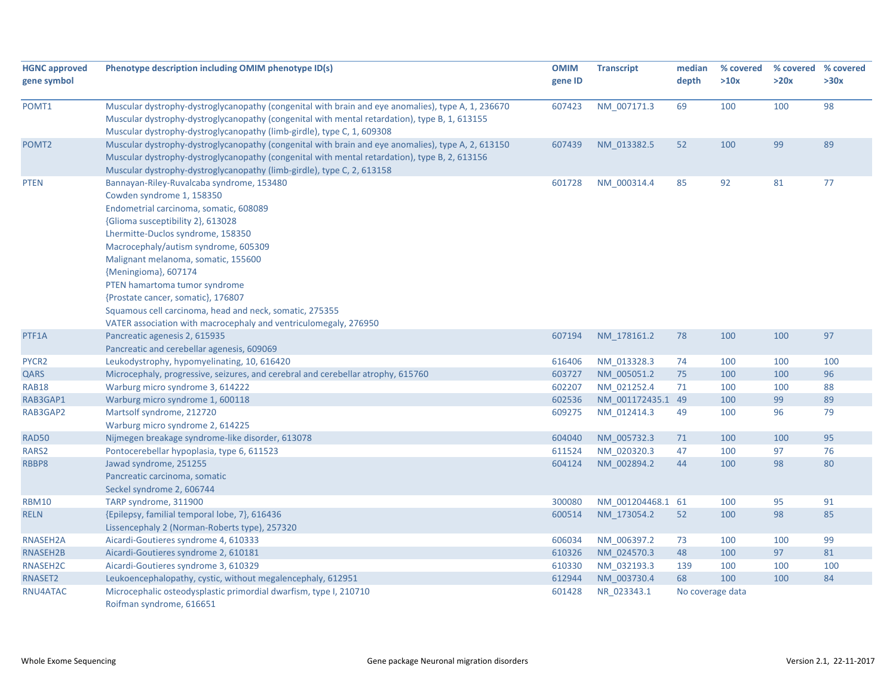| HGNC approved gene symbol | Phenotype description including OMIM phenotype ID(s) | OMIM gene ID | Transcript | median depth | % covered >10x | % covered >20x | % covered >30x |
|---|---|---|---|---|---|---|---|
| POMT1 | Muscular dystrophy-dystroglycanopathy (congenital with brain and eye anomalies), type A, 1, 236670<br>Muscular dystrophy-dystroglycanopathy (congenital with mental retardation), type B, 1, 613155<br>Muscular dystrophy-dystroglycanopathy (limb-girdle), type C, 1, 609308 | 607423 | NM_007171.3 | 69 | 100 | 100 | 98 |
| POMT2 | Muscular dystrophy-dystroglycanopathy (congenital with brain and eye anomalies), type A, 2, 613150<br>Muscular dystrophy-dystroglycanopathy (congenital with mental retardation), type B, 2, 613156<br>Muscular dystrophy-dystroglycanopathy (limb-girdle), type C, 2, 613158 | 607439 | NM_013382.5 | 52 | 100 | 99 | 89 |
| PTEN | Bannayan-Riley-Ruvalcaba syndrome, 153480<br>Cowden syndrome 1, 158350<br>Endometrial carcinoma, somatic, 608089<br>{Glioma susceptibility 2}, 613028<br>Lhermitte-Duclos syndrome, 158350<br>Macrocephaly/autism syndrome, 605309<br>Malignant melanoma, somatic, 155600<br>{Meningioma}, 607174<br>PTEN hamartoma tumor syndrome<br>{Prostate cancer, somatic}, 176807<br>Squamous cell carcinoma, head and neck, somatic, 275355<br>VATER association with macrocephaly and ventriculomegaly, 276950 | 601728 | NM_000314.4 | 85 | 92 | 81 | 77 |
| PTF1A | Pancreatic agenesis 2, 615935<br>Pancreatic and cerebellar agenesis, 609069 | 607194 | NM_178161.2 | 78 | 100 | 100 | 97 |
| PYCR2 | Leukodystrophy, hypomyelinating, 10, 616420 | 616406 | NM_013328.3 | 74 | 100 | 100 | 100 |
| QARS | Microcephaly, progressive, seizures, and cerebral and cerebellar atrophy, 615760 | 603727 | NM_005051.2 | 75 | 100 | 100 | 96 |
| RAB18 | Warburg micro syndrome 3, 614222 | 602207 | NM_021252.4 | 71 | 100 | 100 | 88 |
| RAB3GAP1 | Warburg micro syndrome 1, 600118 | 602536 | NM_001172435.1 | 49 | 100 | 99 | 89 |
| RAB3GAP2 | Martsolf syndrome, 212720<br>Warburg micro syndrome 2, 614225 | 609275 | NM_012414.3 | 49 | 100 | 96 | 79 |
| RAD50 | Nijmegen breakage syndrome-like disorder, 613078 | 604040 | NM_005732.3 | 71 | 100 | 100 | 95 |
| RARS2 | Pontocerebellar hypoplasia, type 6, 611523 | 611524 | NM_020320.3 | 47 | 100 | 97 | 76 |
| RBBP8 | Jawad syndrome, 251255<br>Pancreatic carcinoma, somatic<br>Seckel syndrome 2, 606744 | 604124 | NM_002894.2 | 44 | 100 | 98 | 80 |
| RBM10 | TARP syndrome, 311900 | 300080 | NM_001204468.1 | 61 | 100 | 95 | 91 |
| RELN | {Epilepsy, familial temporal lobe, 7}, 616436<br>Lissencephaly 2 (Norman-Roberts type), 257320 | 600514 | NM_173054.2 | 52 | 100 | 98 | 85 |
| RNASEH2A | Aicardi-Goutieres syndrome 4, 610333 | 606034 | NM_006397.2 | 73 | 100 | 100 | 99 |
| RNASEH2B | Aicardi-Goutieres syndrome 2, 610181 | 610326 | NM_024570.3 | 48 | 100 | 97 | 81 |
| RNASEH2C | Aicardi-Goutieres syndrome 3, 610329 | 610330 | NM_032193.3 | 139 | 100 | 100 | 100 |
| RNASET2 | Leukoencephalopathy, cystic, without megalencephaly, 612951 | 612944 | NM_003730.4 | 68 | 100 | 100 | 84 |
| RNU4ATAC | Microcephalic osteodysplastic primordial dwarfism, type I, 210710<br>Roifman syndrome, 616651 | 601428 | NR_023343.1 | No coverage data | | | |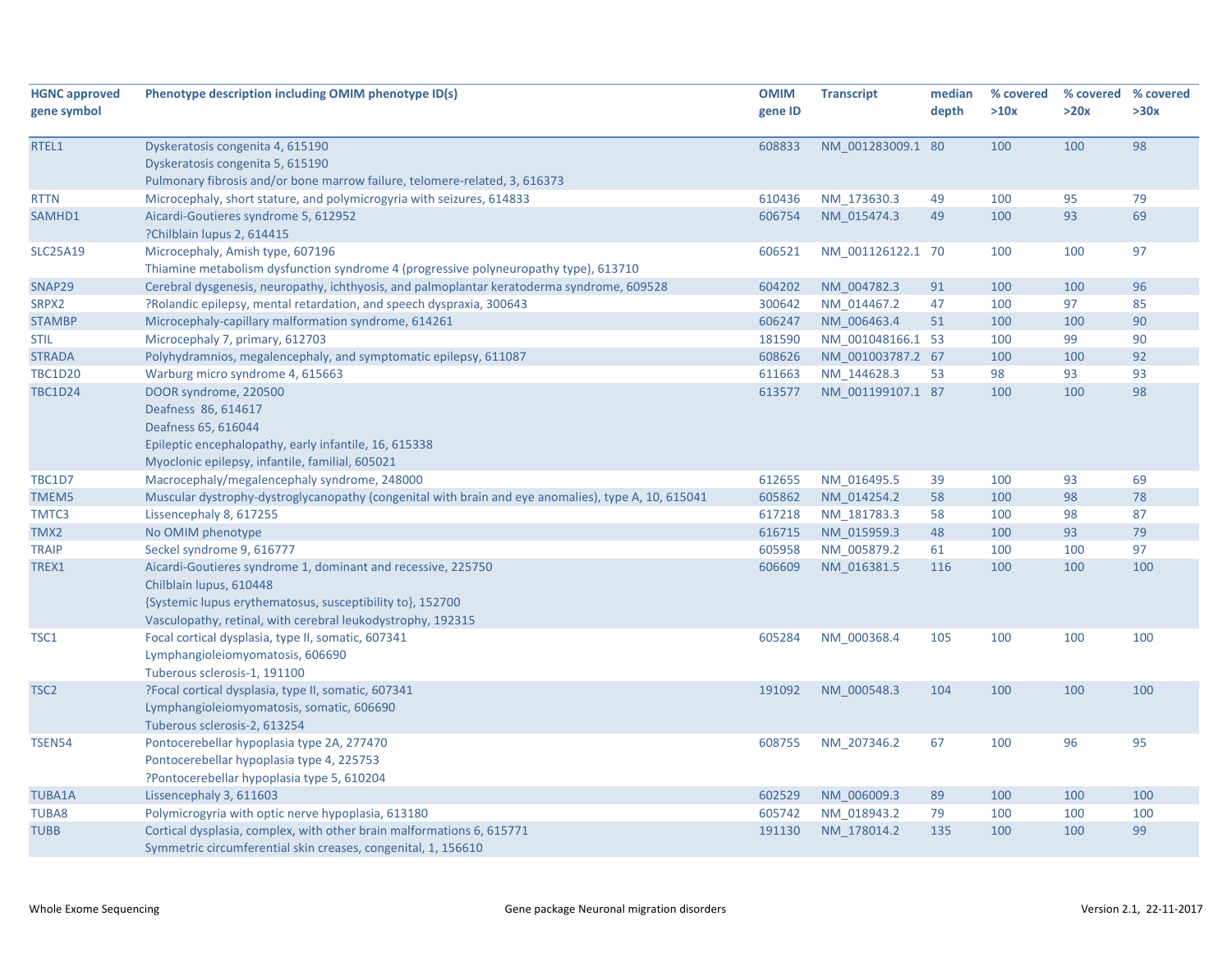| HGNC approved gene symbol | Phenotype description including OMIM phenotype ID(s) | OMIM gene ID | Transcript | median depth | % covered >10x | % covered >20x | % covered >30x |
|---|---|---|---|---|---|---|---|
| RTEL1 | Dyskeratosis congenita 4, 615190<br>Dyskeratosis congenita 5, 615190<br>Pulmonary fibrosis and/or bone marrow failure, telomere-related, 3, 616373 | 608833 | NM_001283009.1 | 80 | 100 | 100 | 98 |
| RTTN | Microcephaly, short stature, and polymicrogyria with seizures, 614833 | 610436 | NM_173630.3 | 49 | 100 | 95 | 79 |
| SAMHD1 | Aicardi-Goutieres syndrome 5, 612952<br>?Chilblain lupus 2, 614415 | 606754 | NM_015474.3 | 49 | 100 | 93 | 69 |
| SLC25A19 | Microcephaly, Amish type, 607196<br>Thiamine metabolism dysfunction syndrome 4 (progressive polyneuropathy type), 613710 | 606521 | NM_001126122.1 | 70 | 100 | 100 | 97 |
| SNAP29 | Cerebral dysgenesis, neuropathy, ichthyosis, and palmoplantar keratoderma syndrome, 609528 | 604202 | NM_004782.3 | 91 | 100 | 100 | 96 |
| SRPX2 | ?Rolandic epilepsy, mental retardation, and speech dyspraxia, 300643 | 300642 | NM_014467.2 | 47 | 100 | 97 | 85 |
| STAMBP | Microcephaly-capillary malformation syndrome, 614261 | 606247 | NM_006463.4 | 51 | 100 | 100 | 90 |
| STIL | Microcephaly 7, primary, 612703 | 181590 | NM_001048166.1 | 53 | 100 | 99 | 90 |
| STRADA | Polyhydramnios, megalencephaly, and symptomatic epilepsy, 611087 | 608626 | NM_001003787.2 | 67 | 100 | 100 | 92 |
| TBC1D20 | Warburg micro syndrome 4, 615663 | 611663 | NM_144628.3 | 53 | 98 | 93 | 93 |
| TBC1D24 | DOOR syndrome, 220500<br>Deafness 86, 614617<br>Deafness 65, 616044<br>Epileptic encephalopathy, early infantile, 16, 615338<br>Myoclonic epilepsy, infantile, familial, 605021 | 613577 | NM_001199107.1 | 87 | 100 | 100 | 98 |
| TBC1D7 | Macrocephaly/megalencephaly syndrome, 248000 | 612655 | NM_016495.5 | 39 | 100 | 93 | 69 |
| TMEM5 | Muscular dystrophy-dystroglycanopathy (congenital with brain and eye anomalies), type A, 10, 615041 | 605862 | NM_014254.2 | 58 | 100 | 98 | 78 |
| TMTC3 | Lissencephaly 8, 617255 | 617218 | NM_181783.3 | 58 | 100 | 98 | 87 |
| TMX2 | No OMIM phenotype | 616715 | NM_015959.3 | 48 | 100 | 93 | 79 |
| TRAIP | Seckel syndrome 9, 616777 | 605958 | NM_005879.2 | 61 | 100 | 100 | 97 |
| TREX1 | Aicardi-Goutieres syndrome 1, dominant and recessive, 225750<br>Chilblain lupus, 610448<br>{Systemic lupus erythematosus, susceptibility to}, 152700<br>Vasculopathy, retinal, with cerebral leukodystrophy, 192315 | 606609 | NM_016381.5 | 116 | 100 | 100 | 100 |
| TSC1 | Focal cortical dysplasia, type II, somatic, 607341<br>Lymphangioleiomyomatosis, 606690<br>Tuberous sclerosis-1, 191100 | 605284 | NM_000368.4 | 105 | 100 | 100 | 100 |
| TSC2 | ?Focal cortical dysplasia, type II, somatic, 607341<br>Lymphangioleiomyomatosis, somatic, 606690<br>Tuberous sclerosis-2, 613254 | 191092 | NM_000548.3 | 104 | 100 | 100 | 100 |
| TSEN54 | Pontocerebellar hypoplasia type 2A, 277470<br>Pontocerebellar hypoplasia type 4, 225753<br>?Pontocerebellar hypoplasia type 5, 610204 | 608755 | NM_207346.2 | 67 | 100 | 96 | 95 |
| TUBA1A | Lissencephaly 3, 611603 | 602529 | NM_006009.3 | 89 | 100 | 100 | 100 |
| TUBA8 | Polymicrogyria with optic nerve hypoplasia, 613180 | 605742 | NM_018943.2 | 79 | 100 | 100 | 100 |
| TUBB | Cortical dysplasia, complex, with other brain malformations 6, 615771<br>Symmetric circumferential skin creases, congenital, 1, 156610 | 191130 | NM_178014.2 | 135 | 100 | 100 | 99 |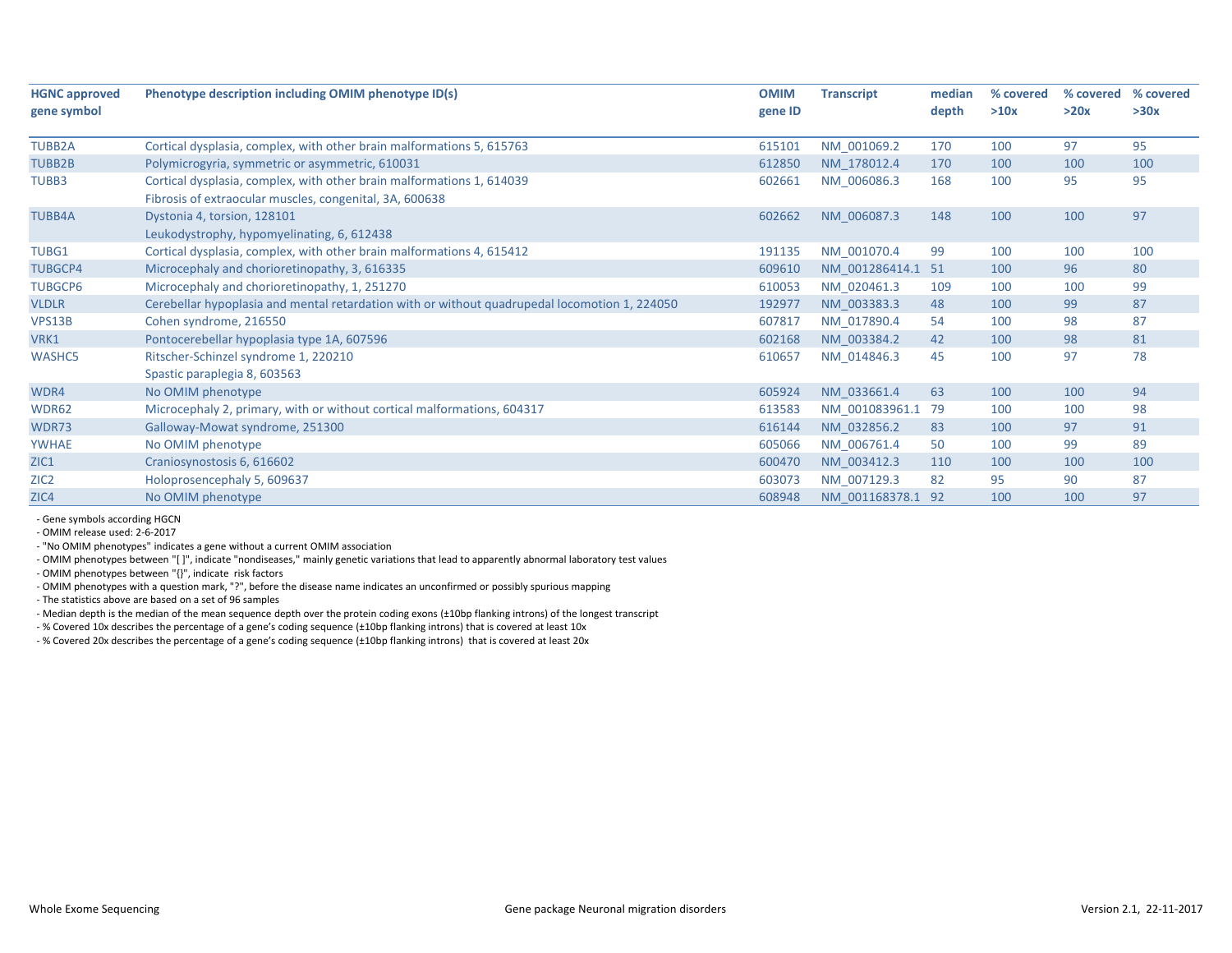| HGNC approved gene symbol | Phenotype description including OMIM phenotype ID(s) | OMIM gene ID | Transcript | median depth | % covered >10x | % covered >20x | % covered >30x |
|---|---|---|---|---|---|---|---|
| TUBB2A | Cortical dysplasia, complex, with other brain malformations 5, 615763 | 615101 | NM_001069.2 | 170 | 100 | 97 | 95 |
| TUBB2B | Polymicrogyria, symmetric or asymmetric, 610031 | 612850 | NM_178012.4 | 170 | 100 | 100 | 100 |
| TUBB3 | Cortical dysplasia, complex, with other brain malformations 1, 614039<br>Fibrosis of extraocular muscles, congenital, 3A, 600638 | 602661 | NM_006086.3 | 168 | 100 | 95 | 95 |
| TUBB4A | Dystonia 4, torsion, 128101<br>Leukodystrophy, hypomyelinating, 6, 612438 | 602662 | NM_006087.3 | 148 | 100 | 100 | 97 |
| TUBG1 | Cortical dysplasia, complex, with other brain malformations 4, 615412 | 191135 | NM_001070.4 | 99 | 100 | 100 | 100 |
| TUBGCP4 | Microcephaly and chorioretinopathy, 3, 616335 | 609610 | NM_001286414.1 | 51 | 100 | 96 | 80 |
| TUBGCP6 | Microcephaly and chorioretinopathy, 1, 251270 | 610053 | NM_020461.3 | 109 | 100 | 100 | 99 |
| VLDLR | Cerebellar hypoplasia and mental retardation with or without quadrupedal locomotion 1, 224050 | 192977 | NM_003383.3 | 48 | 100 | 99 | 87 |
| VPS13B | Cohen syndrome, 216550 | 607817 | NM_017890.4 | 54 | 100 | 98 | 87 |
| VRK1 | Pontocerebellar hypoplasia type 1A, 607596 | 602168 | NM_003384.2 | 42 | 100 | 98 | 81 |
| WASHC5 | Ritscher-Schinzel syndrome 1, 220210<br>Spastic paraplegia 8, 603563 | 610657 | NM_014846.3 | 45 | 100 | 97 | 78 |
| WDR4 | No OMIM phenotype | 605924 | NM_033661.4 | 63 | 100 | 100 | 94 |
| WDR62 | Microcephaly 2, primary, with or without cortical malformations, 604317 | 613583 | NM_001083961.1 | 79 | 100 | 100 | 98 |
| WDR73 | Galloway-Mowat syndrome, 251300 | 616144 | NM_032856.2 | 83 | 100 | 97 | 91 |
| YWHAE | No OMIM phenotype | 605066 | NM_006761.4 | 50 | 100 | 99 | 89 |
| ZIC1 | Craniosynostosis 6, 616602 | 600470 | NM_003412.3 | 110 | 100 | 100 | 100 |
| ZIC2 | Holoprosencephaly 5, 609637 | 603073 | NM_007129.3 | 82 | 95 | 90 | 87 |
| ZIC4 | No OMIM phenotype | 608948 | NM_001168378.1 | 92 | 100 | 100 | 97 |

- Gene symbols according HGCN
- OMIM release used: 2-6-2017
- "No OMIM phenotypes" indicates a gene without a current OMIM association
- OMIM phenotypes between "[ ]", indicate "nondiseases," mainly genetic variations that lead to apparently abnormal laboratory test values
- OMIM phenotypes between "{}", indicate risk factors
- OMIM phenotypes with a question mark, "?", before the disease name indicates an unconfirmed or possibly spurious mapping
- The statistics above are based on a set of 96 samples
- Median depth is the median of the mean sequence depth over the protein coding exons (±10bp flanking introns) of the longest transcript
- % Covered 10x describes the percentage of a gene's coding sequence (±10bp flanking introns) that is covered at least 10x
- % Covered 20x describes the percentage of a gene's coding sequence (±10bp flanking introns) that is covered at least 20x